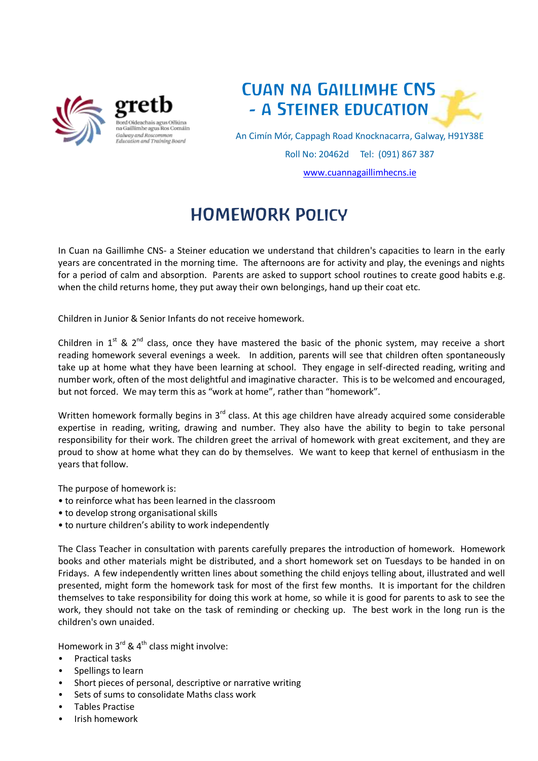gretb

Bord Oideachais agus Oiliúna na Gaillimhe agus Ros Comáin
Galway and Roscommon Education and Training Board

# Cuan na Gaillimhe CNS - A Steiner Education

An Cimín Mór, Cappagh Road Knocknacarra, Galway, H91Y38E

Roll No: 20462d Tel: (091) 867 387

www.cuannagaillimhecns.ie

## HOMEWORK POLICY

In Cuan na Gaillimhe CNS- a Steiner education we understand that children's capacities to learn in the early years are concentrated in the morning time. The afternoons are for activity and play, the evenings and nights for a period of calm and absorption. Parents are asked to support school routines to create good habits e.g. when the child returns home, they put away their own belongings, hand up their coat etc.

Children in Junior & Senior Infants do not receive homework.

Children in 1st & 2nd class, once they have mastered the basic of the phonic system, may receive a short reading homework several evenings a week. In addition, parents will see that children often spontaneously take up at home what they have been learning at school. They engage in self-directed reading, writing and number work, often of the most delightful and imaginative character. This is to be welcomed and encouraged, but not forced. We may term this as "work at home", rather than "homework".

Written homework formally begins in 3rd class. At this age children have already acquired some considerable expertise in reading, writing, drawing and number. They also have the ability to begin to take personal responsibility for their work. The children greet the arrival of homework with great excitement, and they are proud to show at home what they can do by themselves. We want to keep that kernel of enthusiasm in the years that follow.

The purpose of homework is:

- to reinforce what has been learned in the classroom
- to develop strong organisational skills
- to nurture children's ability to work independently

The Class Teacher in consultation with parents carefully prepares the introduction of homework. Homework books and other materials might be distributed, and a short homework set on Tuesdays to be handed in on Fridays. A few independently written lines about something the child enjoys telling about, illustrated and well presented, might form the homework task for most of the first few months. It is important for the children themselves to take responsibility for doing this work at home, so while it is good for parents to ask to see the work, they should not take on the task of reminding or checking up. The best work in the long run is the children's own unaided.

Homework in 3rd & 4th class might involve:

- Practical tasks
- Spellings to learn
- Short pieces of personal, descriptive or narrative writing
- Sets of sums to consolidate Maths class work
- Tables Practise
- Irish homework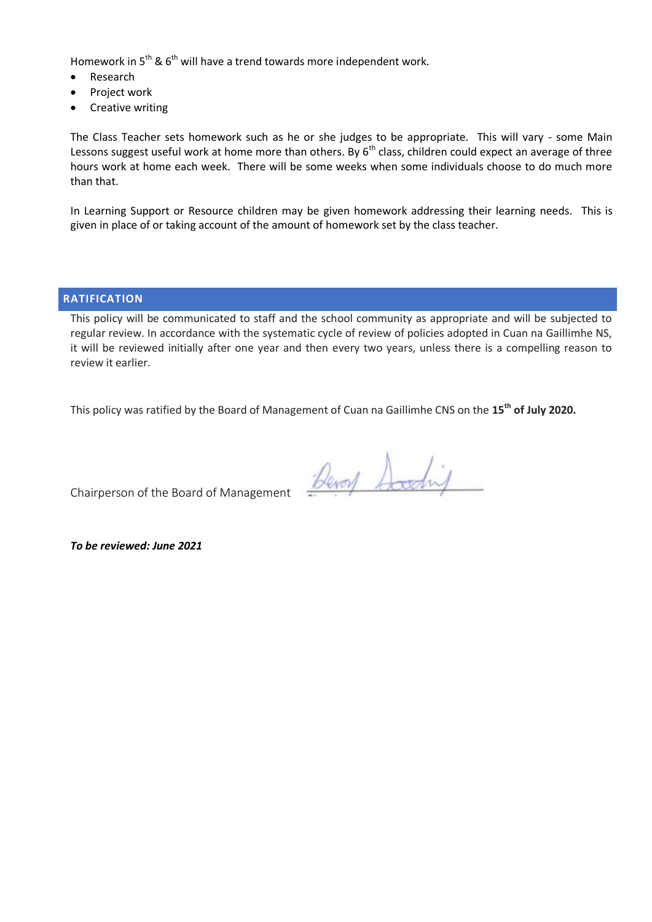Homework in 5th & 6th will have a trend towards more independent work.

- Research
- Project work
- Creative writing

The Class Teacher sets homework such as he or she judges to be appropriate. This will vary - some Main Lessons suggest useful work at home more than others. By 6th class, children could expect an average of three hours work at home each week. There will be some weeks when some individuals choose to do much more than that.

In Learning Support or Resource children may be given homework addressing their learning needs. This is given in place of or taking account of the amount of homework set by the class teacher.

## RATIFICATION

This policy will be communicated to staff and the school community as appropriate and will be subjected to regular review. In accordance with the systematic cycle of review of policies adopted in Cuan na Gaillimhe NS, it will be reviewed initially after one year and then every two years, unless there is a compelling reason to review it earlier.

This policy was ratified by the Board of Management of Cuan na Gaillimhe CNS on the **15th of July 2020.**

Chairperson of the Board of Management

***To be reviewed: June 2021***